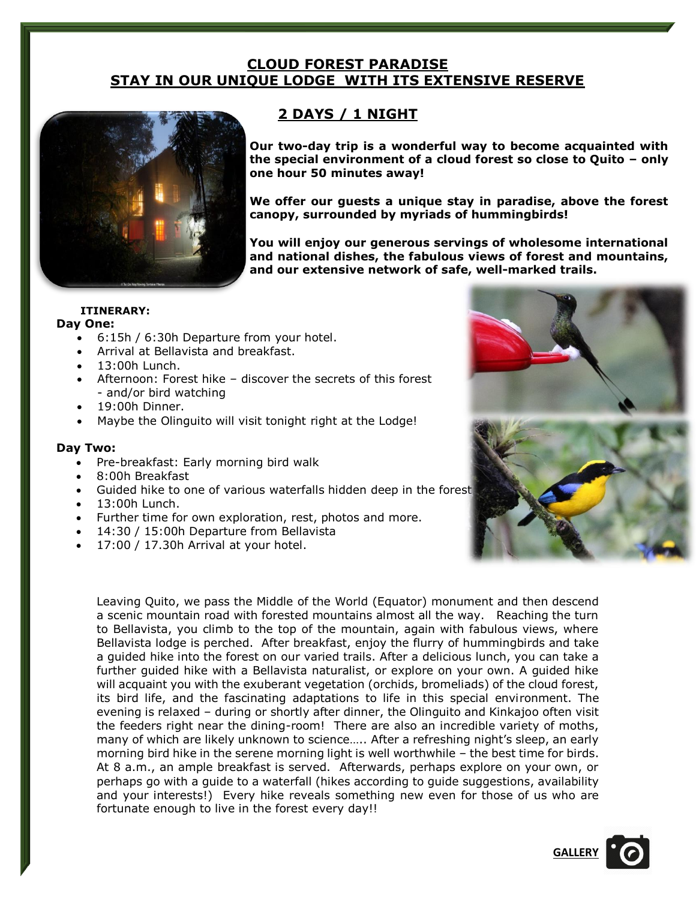# CLOUD FOREST PARADISE
# STAY IN OUR UNIQUE LODGE WITH ITS EXTENSIVE RESERVE

## 2 DAYS / 1 NIGHT

**Our two-day trip is a wonderful way to become acquainted with the special environment of a cloud forest so close to Quito – only one hour 50 minutes away!**

**We offer our guests a unique stay in paradise, above the forest canopy, surrounded by myriads of hummingbirds!**

**You will enjoy our generous servings of wholesome international and national dishes, the fabulous views of forest and mountains, and our extensive network of safe, well-marked trails.**

**ITINERARY:**

**Day One:**

- 6:15h / 6:30h Departure from your hotel.
- Arrival at Bellavista and breakfast.
- 13:00h Lunch.
- Afternoon: Forest hike – discover the secrets of this forest - and/or bird watching
- 19:00h Dinner.
- Maybe the Olinguito will visit tonight right at the Lodge!

**Day Two:**

- Pre-breakfast: Early morning bird walk
- 8:00h Breakfast
- Guided hike to one of various waterfalls hidden deep in the forest
- 13:00h Lunch.
- Further time for own exploration, rest, photos and more.
- 14:30 / 15:00h Departure from Bellavista
- 17:00 / 17.30h Arrival at your hotel.

Leaving Quito, we pass the Middle of the World (Equator) monument and then descend a scenic mountain road with forested mountains almost all the way. Reaching the turn to Bellavista, you climb to the top of the mountain, again with fabulous views, where Bellavista lodge is perched. After breakfast, enjoy the flurry of hummingbirds and take a guided hike into the forest on our varied trails. After a delicious lunch, you can take a further guided hike with a Bellavista naturalist, or explore on your own. A guided hike will acquaint you with the exuberant vegetation (orchids, bromeliads) of the cloud forest, its bird life, and the fascinating adaptations to life in this special environment. The evening is relaxed – during or shortly after dinner, the Olinguito and Kinkajoo often visit the feeders right near the dining-room! There are also an incredible variety of moths, many of which are likely unknown to science….. After a refreshing night's sleep, an early morning bird hike in the serene morning light is well worthwhile – the best time for birds. At 8 a.m., an ample breakfast is served. Afterwards, perhaps explore on your own, or perhaps go with a guide to a waterfall (hikes according to guide suggestions, availability and your interests!) Every hike reveals something new even for those of us who are fortunate enough to live in the forest every day!!

**GALLERY**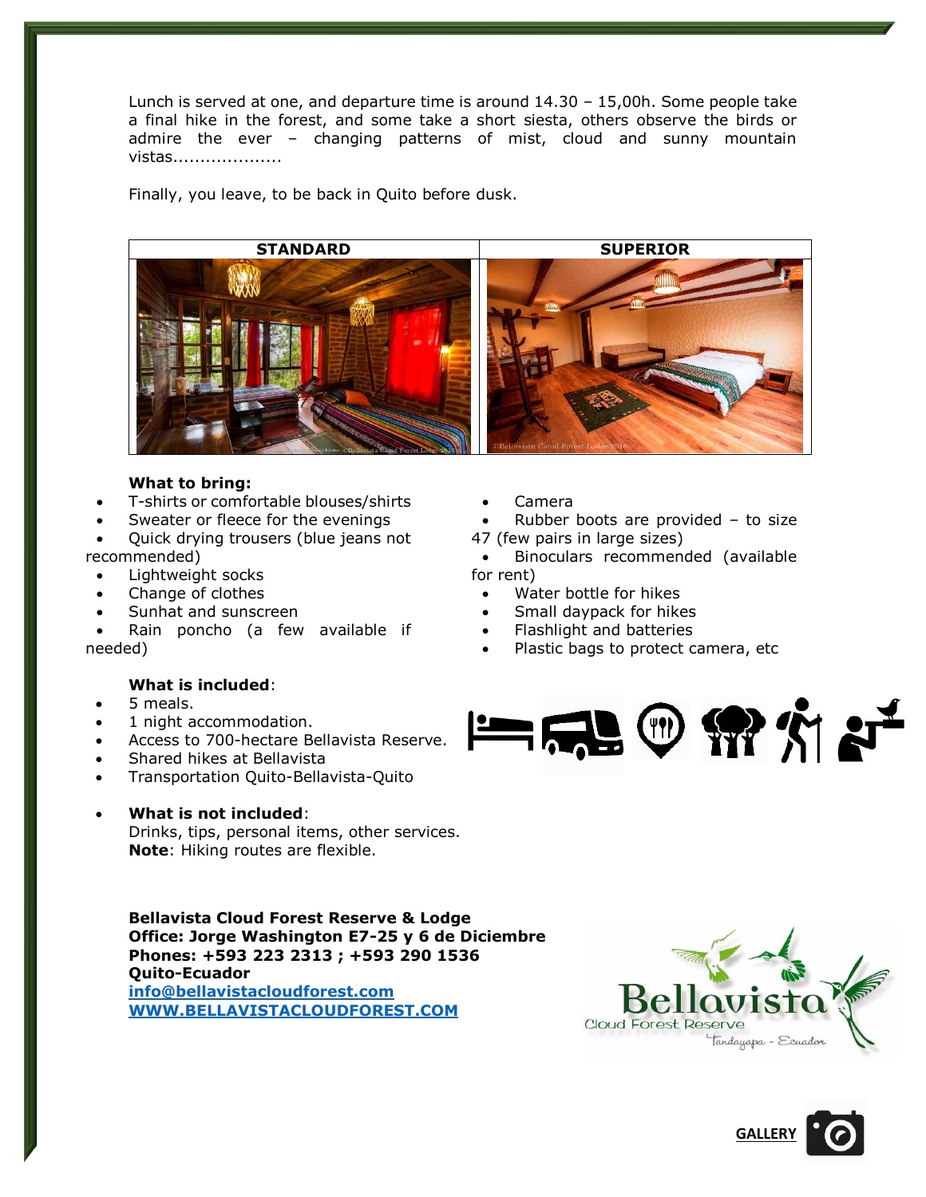Lunch is served at one, and departure time is around 14.30 – 15,00h. Some people take a final hike in the forest, and some take a short siesta, others observe the birds or admire the ever – changing patterns of mist, cloud and sunny mountain vistas....................

Finally, you leave, to be back in Quito before dusk.

| STANDARD | SUPERIOR |
| --- | --- |
| | |

**What to bring:**

- T-shirts or comfortable blouses/shirts
- Sweater or fleece for the evenings
- Quick drying trousers (blue jeans not recommended)
- Lightweight socks
- Change of clothes
- Sunhat and sunscreen
- Rain poncho (a few available if needed)
- Camera
- Rubber boots are provided – to size 47 (few pairs in large sizes)
- Binoculars recommended (available for rent)
- Water bottle for hikes
- Small daypack for hikes
- Flashlight and batteries
- Plastic bags to protect camera, etc

**What is included**:

- 5 meals.
- 1 night accommodation.
- Access to 700-hectare Bellavista Reserve.
- Shared hikes at Bellavista
- Transportation Quito-Bellavista-Quito

- **What is not included**:
  Drinks, tips, personal items, other services.
  **Note**: Hiking routes are flexible.

**Bellavista Cloud Forest Reserve & Lodge**
**Office: Jorge Washington E7-25 y 6 de Diciembre**
**Phones: +593 223 2313 ; +593 290 1536**
**Quito-Ecuador**
**info@bellavistacloudforest.com**
**WWW.BELLAVISTACLOUDFOREST.COM**

Bellavista
Cloud Forest Reserve
Tandayapa - Ecuador

GALLERY